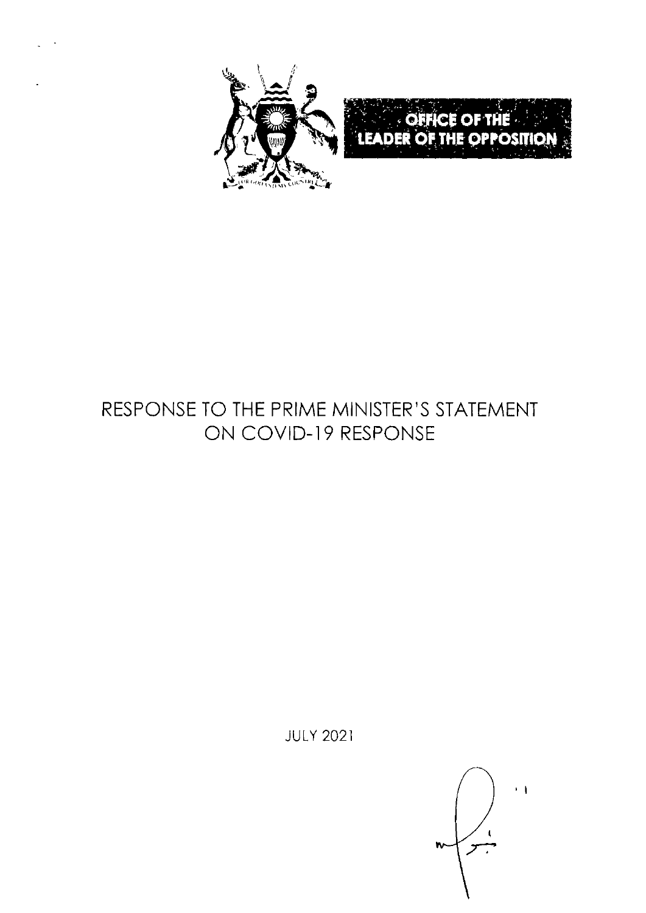**OFFICE OF THE LEADER OF THE OPPOSITION**

# RESPONSE TO THE PRIME MINISTER'S STATEMENT ON COVID-19 RESPONSE

JULY 2021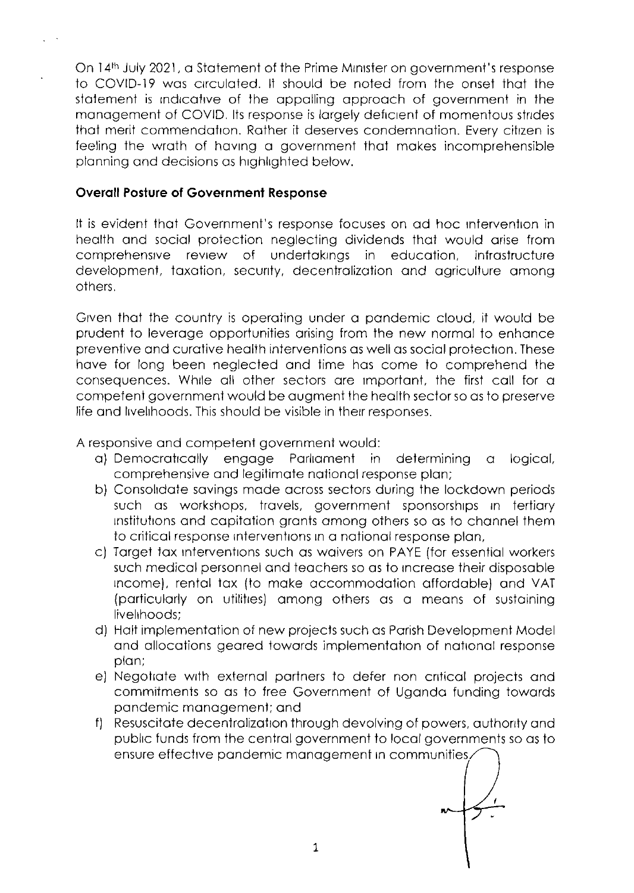On 14th July 2021, a Statement of the Prime Minister on government's response to COVID-19 was circulated. It should be noted from the onset that the statement is indicative of the appalling approach of government in the management of COVID. Its response is largely deficient of momentous strides that merit commendation. Rather it deserves condemnation. Every citizen is feeling the wrath of having a government that makes incomprehensible planning and decisions as highlighted below.

**Overall Posture of Government Response**

It is evident that Government's response focuses on ad hoc intervention in health and social protection neglecting dividends that would arise from comprehensive review of undertakings in education, infrastructure development, taxation, security, decentralization and agriculture among others.

Given that the country is operating under a pandemic cloud, it would be prudent to leverage opportunities arising from the new normal to enhance preventive and curative health interventions as well as social protection. These have for long been neglected and time has come to comprehend the consequences. While all other sectors are important, the first call for a competent government would be augment the health sector so as to preserve life and livelihoods. This should be visible in their responses.

A responsive and competent government would:

a) Democratically engage Parliament in determining a logical, comprehensive and legitimate national response plan;
b) Consolidate savings made across sectors during the lockdown periods such as workshops, travels, government sponsorships in tertiary institutions and capitation grants among others so as to channel them to critical response interventions in a national response plan,
c) Target tax interventions such as waivers on PAYE (for essential workers such medical personnel and teachers so as to increase their disposable income), rental tax (to make accommodation affordable) and VAT (particularly on utilities) among others as a means of sustaining livelihoods;
d) Halt implementation of new projects such as Parish Development Model and allocations geared towards implementation of national response plan;
e) Negotiate with external partners to defer non critical projects and commitments so as to free Government of Uganda funding towards pandemic management; and
f) Resuscitate decentralization through devolving of powers, authority and public funds from the central government to local governments so as to ensure effective pandemic management in communities.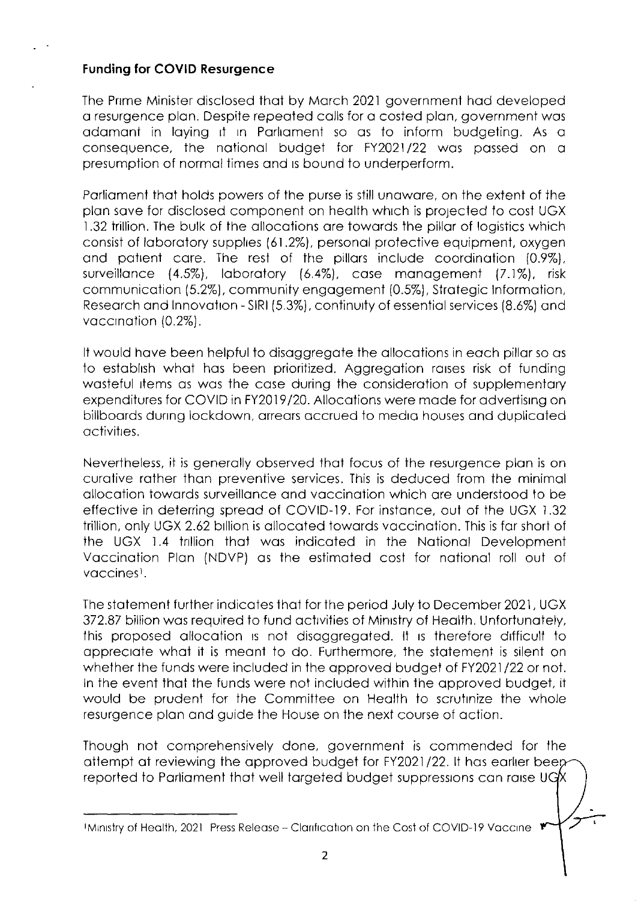### Funding for COVID Resurgence

The Prime Minister disclosed that by March 2021 government had developed a resurgence plan. Despite repeated calls for a costed plan, government was adamant in laying it in Parliament so as to inform budgeting. As a consequence, the national budget for FY2021/22 was passed on a presumption of normal times and is bound to underperform.

Parliament that holds powers of the purse is still unaware, on the extent of the plan save for disclosed component on health which is projected to cost UGX 1.32 trillion. The bulk of the allocations are towards the pillar of logistics which consist of laboratory supplies (61.2%), personal protective equipment, oxygen and patient care. The rest of the pillars include coordination (0.9%), surveillance (4.5%), laboratory (6.4%), case management (7.1%), risk communication (5.2%), community engagement (0.5%), Strategic Information, Research and Innovation - SIRI (5.3%), continuity of essential services (8.6%) and vaccination (0.2%).

It would have been helpful to disaggregate the allocations in each pillar so as to establish what has been prioritized. Aggregation raises risk of funding wasteful items as was the case during the consideration of supplementary expenditures for COVID in FY2019/20. Allocations were made for advertising on billboards during lockdown, arrears accrued to media houses and duplicated activities.

Nevertheless, it is generally observed that focus of the resurgence plan is on curative rather than preventive services. This is deduced from the minimal allocation towards surveillance and vaccination which are understood to be effective in deterring spread of COVID-19. For instance, out of the UGX 1.32 trillion, only UGX 2.62 billion is allocated towards vaccination. This is far short of the UGX 1.4 trillion that was indicated in the National Development Vaccination Plan (NDVP) as the estimated cost for national roll out of vaccines[1].

The statement further indicates that for the period July to December 2021, UGX 372.87 billion was required to fund activities of Ministry of Health. Unfortunately, this proposed allocation is not disaggregated. It is therefore difficult to appreciate what it is meant to do. Furthermore, the statement is silent on whether the funds were included in the approved budget of FY2021/22 or not. In the event that the funds were not included within the approved budget, it would be prudent for the Committee on Health to scrutinize the whole resurgence plan and guide the House on the next course of action.

Though not comprehensively done, government is commended for the attempt at reviewing the approved budget for FY2021/22. It has earlier been reported to Parliament that well targeted budget suppressions can raise UGX

---

[1] Ministry of Health, 2021 Press Release – Clarification on the Cost of COVID-19 Vaccine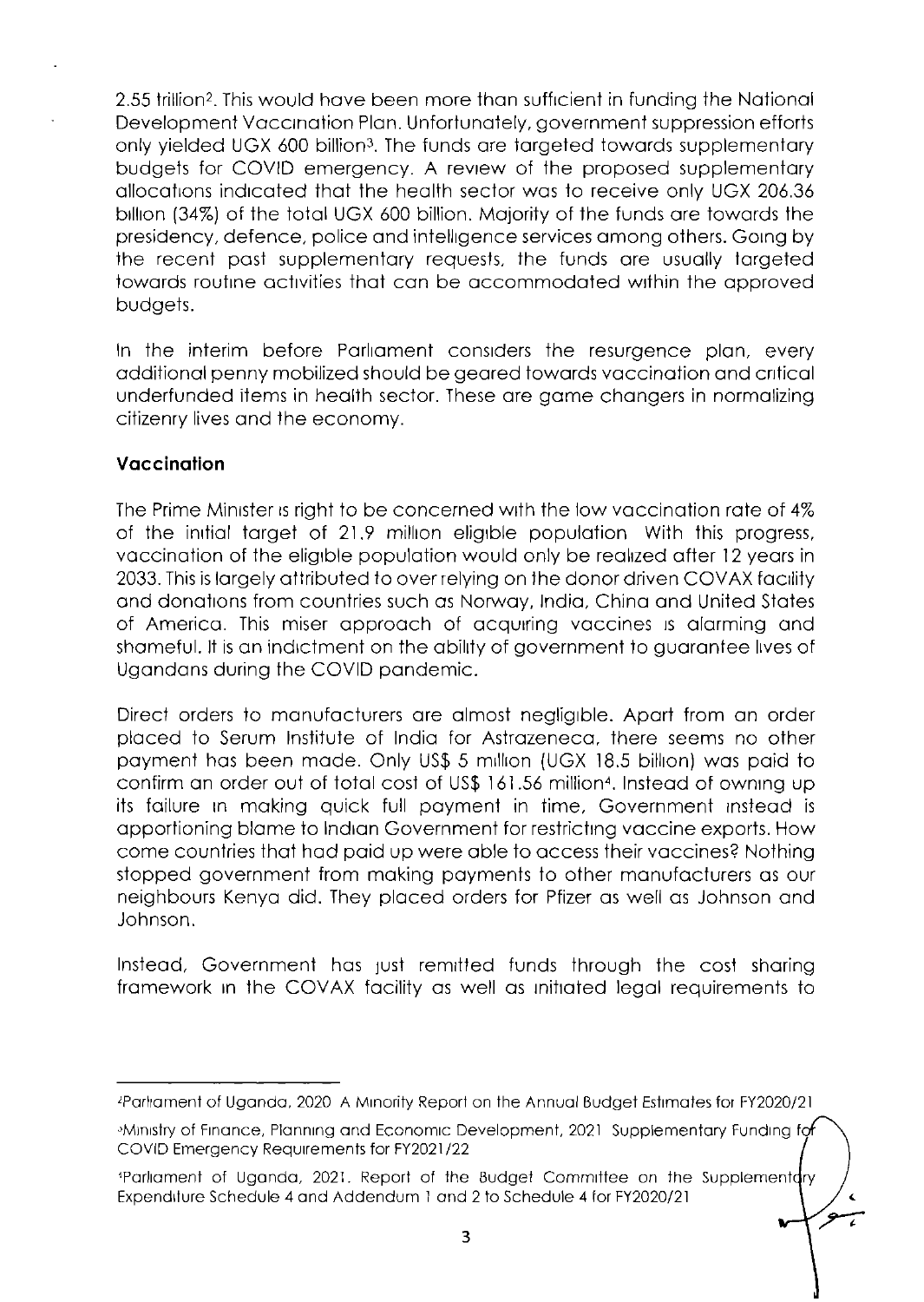2.55 trillion[2]. This would have been more than sufficient in funding the National Development Vaccination Plan. Unfortunately, government suppression efforts only yielded UGX 600 billion[3]. The funds are targeted towards supplementary budgets for COVID emergency. A review of the proposed supplementary allocations indicated that the health sector was to receive only UGX 206.36 billion (34%) of the total UGX 600 billion. Majority of the funds are towards the presidency, defence, police and intelligence services among others. Going by the recent past supplementary requests, the funds are usually targeted towards routine activities that can be accommodated within the approved budgets.

In the interim before Parliament considers the resurgence plan, every additional penny mobilized should be geared towards vaccination and critical underfunded items in health sector. These are game changers in normalizing citizenry lives and the economy.

**Vaccination**

The Prime Minister is right to be concerned with the low vaccination rate of 4% of the initial target of 21.9 million eligible population With this progress, vaccination of the eligible population would only be realized after 12 years in 2033. This is largely attributed to over relying on the donor driven COVAX facility and donations from countries such as Norway, India, China and United States of America. This miser approach of acquiring vaccines is alarming and shameful. It is an indictment on the ability of government to guarantee lives of Ugandans during the COVID pandemic.

Direct orders to manufacturers are almost negligible. Apart from an order placed to Serum Institute of India for Astrazeneca, there seems no other payment has been made. Only US$ 5 million (UGX 18.5 billion) was paid to confirm an order out of total cost of US$ 161.56 million[4]. Instead of owning up its failure in making quick full payment in time, Government instead is apportioning blame to Indian Government for restricting vaccine exports. How come countries that had paid up were able to access their vaccines? Nothing stopped government from making payments to other manufacturers as our neighbours Kenya did. They placed orders for Pfizer as well as Johnson and Johnson.

Instead, Government has just remitted funds through the cost sharing framework in the COVAX facility as well as initiated legal requirements to

---

[2] Parliament of Uganda, 2020 A Minority Report on the Annual Budget Estimates for FY2020/21

[3] Ministry of Finance, Planning and Economic Development, 2021 Supplementary Funding for COVID Emergency Requirements for FY2021/22

[4] Parliament of Uganda, 2021. Report of the Budget Committee on the Supplementary Expenditure Schedule 4 and Addendum 1 and 2 to Schedule 4 for FY2020/21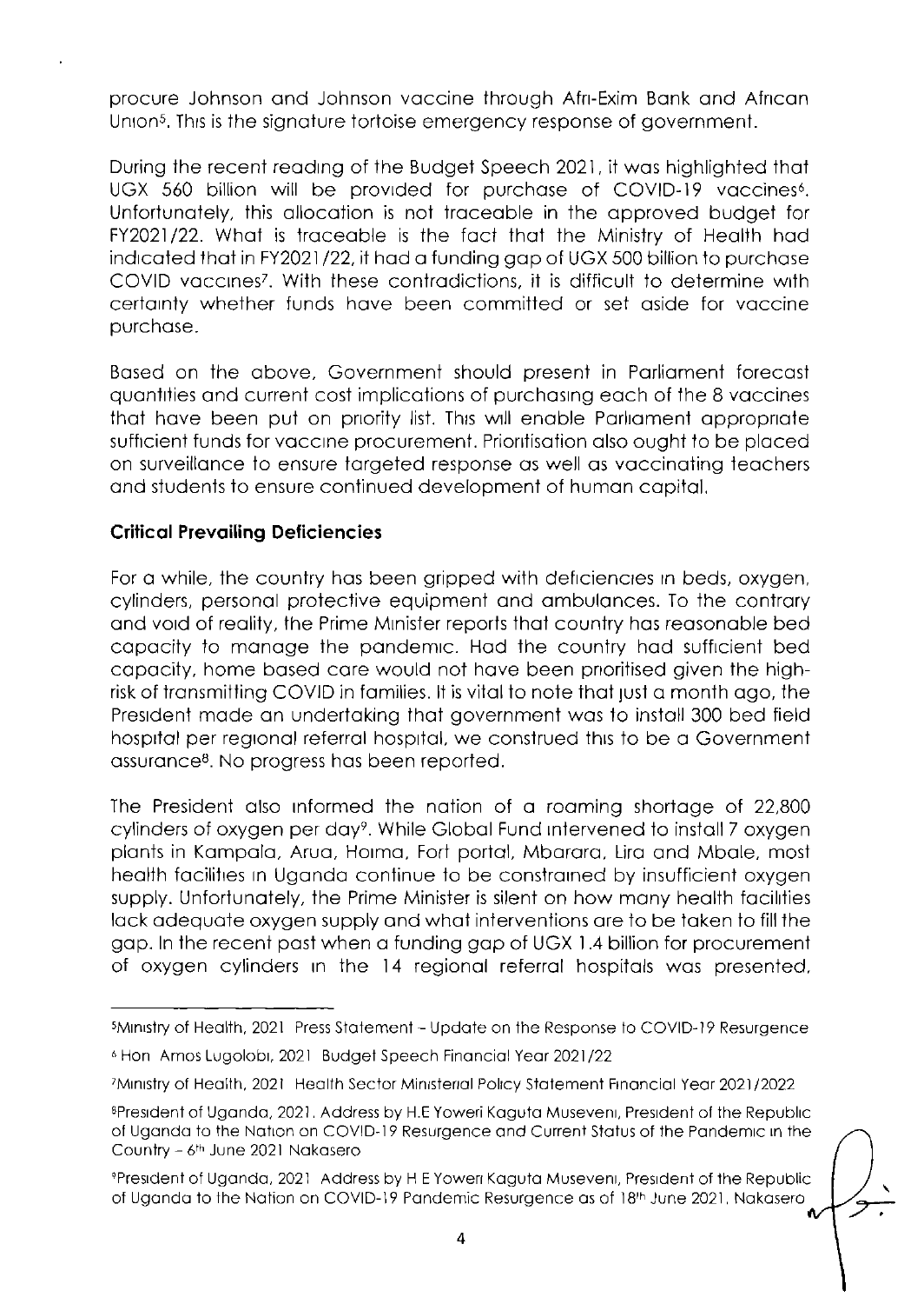procure Johnson and Johnson vaccine through Afri-Exim Bank and African Union[5]. This is the signature tortoise emergency response of government.

During the recent reading of the Budget Speech 2021, it was highlighted that UGX 560 billion will be provided for purchase of COVID-19 vaccines[6]. Unfortunately, this allocation is not traceable in the approved budget for FY2021/22. What is traceable is the fact that the Ministry of Health had indicated that in FY2021/22, it had a funding gap of UGX 500 billion to purchase COVID vaccines[7]. With these contradictions, it is difficult to determine with certainty whether funds have been committed or set aside for vaccine purchase.

Based on the above, Government should present in Parliament forecast quantities and current cost implications of purchasing each of the 8 vaccines that have been put on priority list. This will enable Parliament appropriate sufficient funds for vaccine procurement. Prioritisation also ought to be placed on surveillance to ensure targeted response as well as vaccinating teachers and students to ensure continued development of human capital.

**Critical Prevailing Deficiencies**

For a while, the country has been gripped with deficiencies in beds, oxygen, cylinders, personal protective equipment and ambulances. To the contrary and void of reality, the Prime Minister reports that country has reasonable bed capacity to manage the pandemic. Had the country had sufficient bed capacity, home based care would not have been prioritised given the high-risk of transmitting COVID in families. It is vital to note that just a month ago, the President made an undertaking that government was to install 300 bed field hospital per regional referral hospital, we construed this to be a Government assurance[8]. No progress has been reported.

The President also informed the nation of a roaming shortage of 22,800 cylinders of oxygen per day[9]. While Global Fund intervened to install 7 oxygen plants in Kampala, Arua, Hoima, Fort portal, Mbarara, Lira and Mbale, most health facilities in Uganda continue to be constrained by insufficient oxygen supply. Unfortunately, the Prime Minister is silent on how many health facilities lack adequate oxygen supply and what interventions are to be taken to fill the gap. In the recent past when a funding gap of UGX 1.4 billion for procurement of oxygen cylinders in the 14 regional referral hospitals was presented,

---

[5] Ministry of Health, 2021 Press Statement – Update on the Response to COVID-19 Resurgence

[6] Hon Amos Lugoloobi, 2021 Budget Speech Financial Year 2021/22

[7] Ministry of Health, 2021 Health Sector Ministerial Policy Statement Financial Year 2021/2022

[8] President of Uganda, 2021. Address by H.E Yoweri Kaguta Museveni, President of the Republic of Uganda to the Nation on COVID-19 Resurgence and Current Status of the Pandemic in the Country – 6th June 2021 Nakasero

[9] President of Uganda, 2021 Address by H E Yoweri Kaguta Museveni, President of the Republic of Uganda to the Nation on COVID-19 Pandemic Resurgence as of 18th June 2021, Nakasero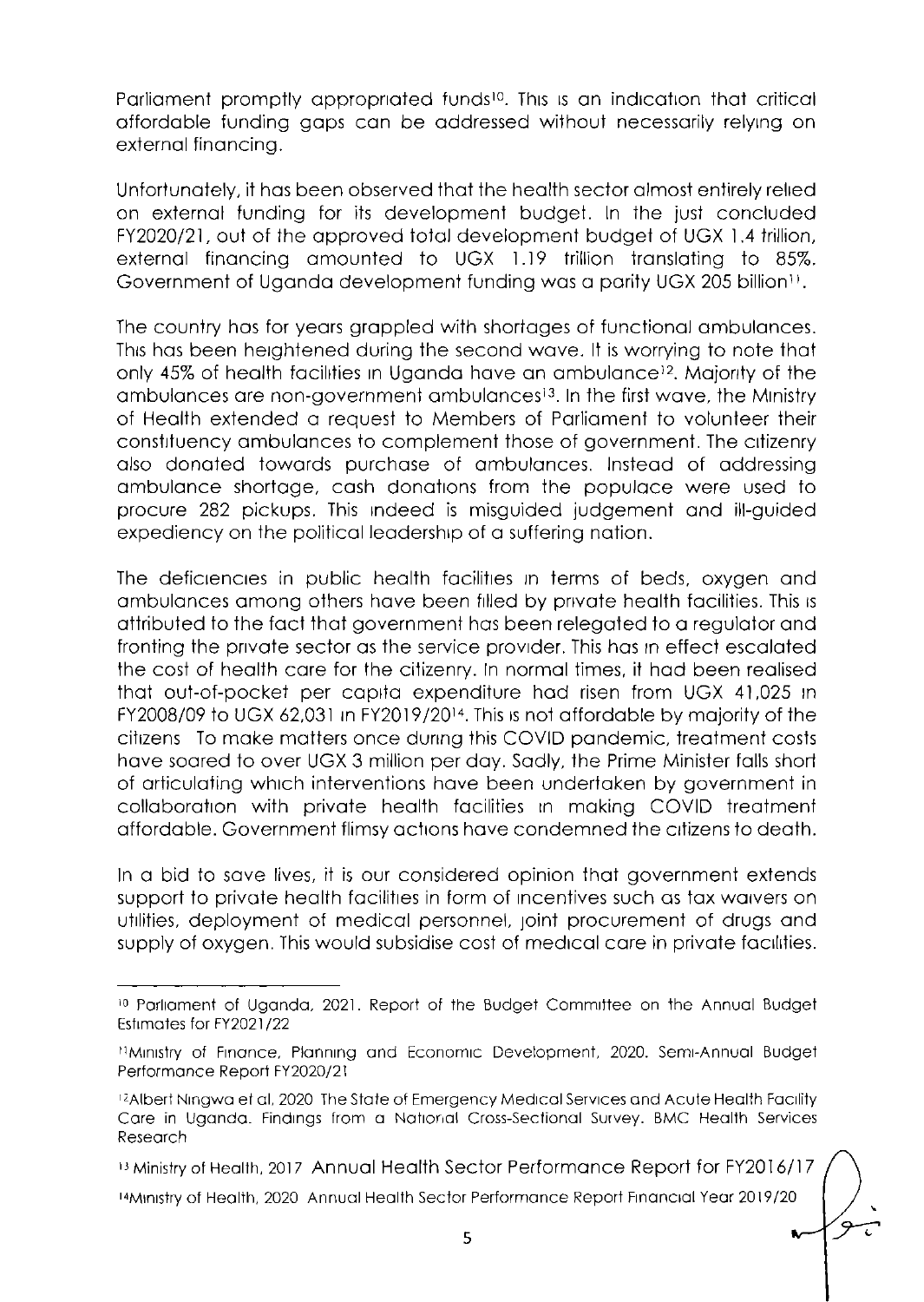Parliament promptly appropriated funds[10]. This is an indication that critical affordable funding gaps can be addressed without necessarily relying on external financing.

Unfortunately, it has been observed that the health sector almost entirely relied on external funding for its development budget. In the just concluded FY2020/21, out of the approved total development budget of UGX 1.4 trillion, external financing amounted to UGX 1.19 trillion translating to 85%. Government of Uganda development funding was a parity UGX 205 billion[11].

The country has for years grappled with shortages of functional ambulances. This has been heightened during the second wave. It is worrying to note that only 45% of health facilities in Uganda have an ambulance[12]. Majority of the ambulances are non-government ambulances[13]. In the first wave, the Ministry of Health extended a request to Members of Parliament to volunteer their constituency ambulances to complement those of government. The citizenry also donated towards purchase of ambulances. Instead of addressing ambulance shortage, cash donations from the populace were used to procure 282 pickups. This indeed is misguided judgement and ill-guided expediency on the political leadership of a suffering nation.

The deficiencies in public health facilities in terms of beds, oxygen and ambulances among others have been filled by private health facilities. This is attributed to the fact that government has been relegated to a regulator and fronting the private sector as the service provider. This has in effect escalated the cost of health care for the citizenry. In normal times, it had been realised that out-of-pocket per capita expenditure had risen from UGX 41,025 in FY2008/09 to UGX 62,031 in FY2019/20[14]. This is not affordable by majority of the citizens To make matters once during this COVID pandemic, treatment costs have soared to over UGX 3 million per day. Sadly, the Prime Minister falls short of articulating which interventions have been undertaken by government in collaboration with private health facilities in making COVID treatment affordable. Government flimsy actions have condemned the citizens to death.

In a bid to save lives, it is our considered opinion that government extends support to private health facilities in form of incentives such as tax waivers on utilities, deployment of medical personnel, joint procurement of drugs and supply of oxygen. This would subsidise cost of medical care in private facilities.

---

[10] Parliament of Uganda, 2021. Report of the Budget Committee on the Annual Budget Estimates for FY2021/22

[11] Ministry of Finance, Planning and Economic Development, 2020. Semi-Annual Budget Performance Report FY2020/21

[12] Albert Ningwa et al, 2020 The State of Emergency Medical Services and Acute Health Facility Care in Uganda. Findings from a National Cross-Sectional Survey. BMC Health Services Research

[13] Ministry of Health, 2017 Annual Health Sector Performance Report for FY2016/17

[14] Ministry of Health, 2020 Annual Health Sector Performance Report Financial Year 2019/20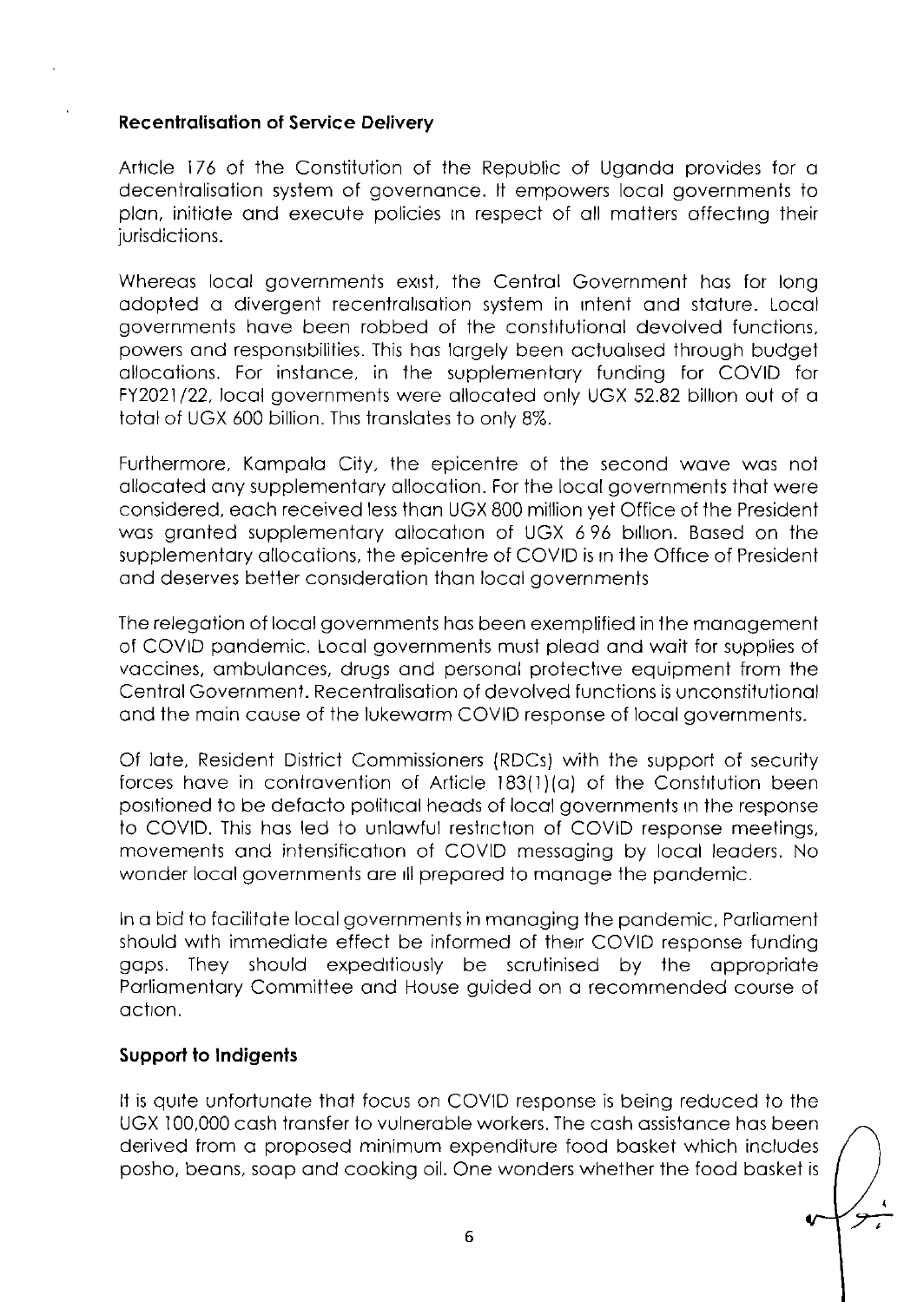**Recentralisation of Service Delivery**

Article 176 of the Constitution of the Republic of Uganda provides for a decentralisation system of governance. It empowers local governments to plan, initiate and execute policies in respect of all matters affecting their jurisdictions.

Whereas local governments exist, the Central Government has for long adopted a divergent recentralisation system in intent and stature. Local governments have been robbed of the constitutional devolved functions, powers and responsibilities. This has largely been actualised through budget allocations. For instance, in the supplementary funding for COVID for FY2021/22, local governments were allocated only UGX 52.82 billion out of a total of UGX 600 billion. This translates to only 8%.

Furthermore, Kampala City, the epicentre of the second wave was not allocated any supplementary allocation. For the local governments that were considered, each received less than UGX 800 million yet Office of the President was granted supplementary allocation of UGX 6.96 billion. Based on the supplementary allocations, the epicentre of COVID is in the Office of President and deserves better consideration than local governments

The relegation of local governments has been exemplified in the management of COVID pandemic. Local governments must plead and wait for supplies of vaccines, ambulances, drugs and personal protective equipment from the Central Government. Recentralisation of devolved functions is unconstitutional and the main cause of the lukewarm COVID response of local governments.

Of late, Resident District Commissioners (RDCs) with the support of security forces have in contravention of Article 183(1)(a) of the Constitution been positioned to be defacto political heads of local governments in the response to COVID. This has led to unlawful restriction of COVID response meetings, movements and intensification of COVID messaging by local leaders. No wonder local governments are ill prepared to manage the pandemic.

In a bid to facilitate local governments in managing the pandemic, Parliament should with immediate effect be informed of their COVID response funding gaps. They should expeditiously be scrutinised by the appropriate Parliamentary Committee and House guided on a recommended course of action.

**Support to Indigents**

It is quite unfortunate that focus on COVID response is being reduced to the UGX 100,000 cash transfer to vulnerable workers. The cash assistance has been derived from a proposed minimum expenditure food basket which includes posho, beans, soap and cooking oil. One wonders whether the food basket is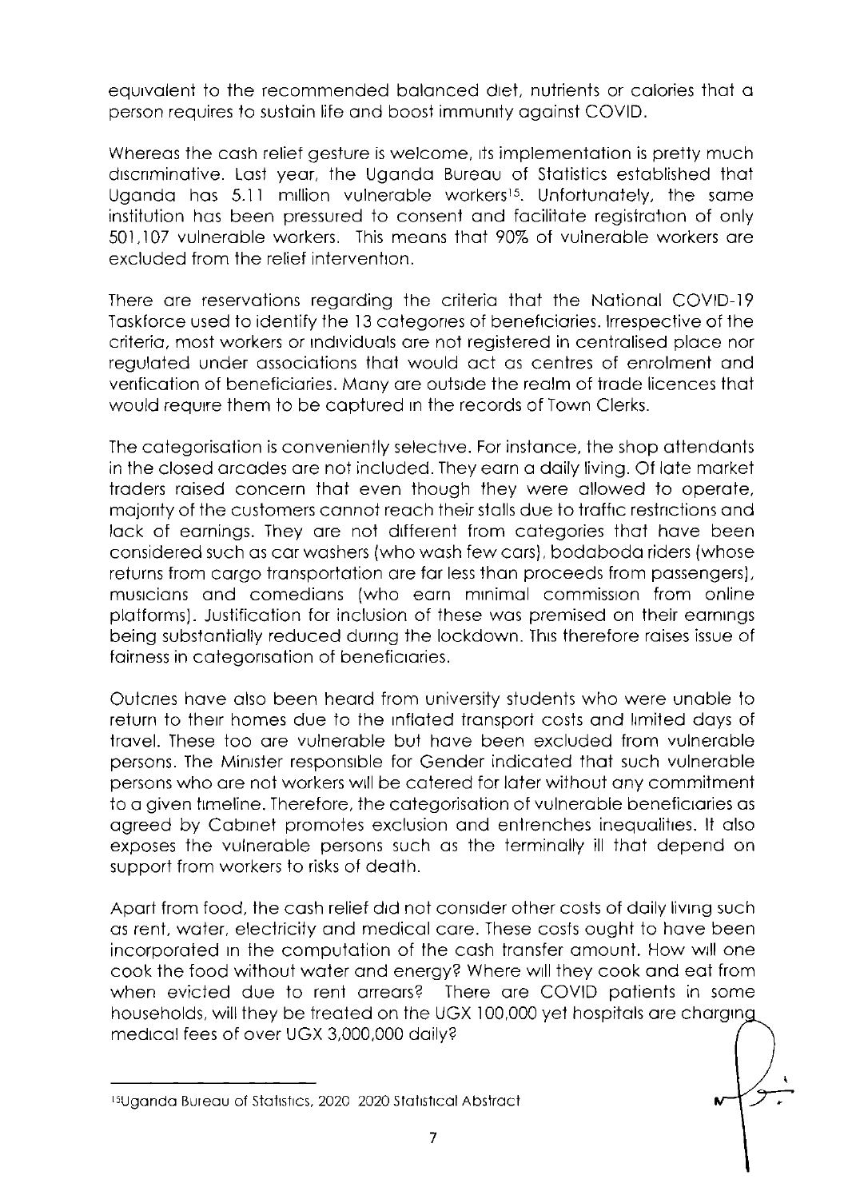equivalent to the recommended balanced diet, nutrients or calories that a person requires to sustain life and boost immunity against COVID.

Whereas the cash relief gesture is welcome, its implementation is pretty much discriminative. Last year, the Uganda Bureau of Statistics established that Uganda has 5.11 million vulnerable workers[15]. Unfortunately, the same institution has been pressured to consent and facilitate registration of only 501,107 vulnerable workers. This means that 90% of vulnerable workers are excluded from the relief intervention.

There are reservations regarding the criteria that the National COVID-19 Taskforce used to identify the 13 categories of beneficiaries. Irrespective of the criteria, most workers or individuals are not registered in centralised place nor regulated under associations that would act as centres of enrolment and verification of beneficiaries. Many are outside the realm of trade licences that would require them to be captured in the records of Town Clerks.

The categorisation is conveniently selective. For instance, the shop attendants in the closed arcades are not included. They earn a daily living. Of late market traders raised concern that even though they were allowed to operate, majority of the customers cannot reach their stalls due to traffic restrictions and lack of earnings. They are not different from categories that have been considered such as car washers (who wash few cars), bodaboda riders (whose returns from cargo transportation are far less than proceeds from passengers), musicians and comedians (who earn minimal commission from online platforms). Justification for inclusion of these was premised on their earnings being substantially reduced during the lockdown. This therefore raises issue of fairness in categorisation of beneficiaries.

Outcries have also been heard from university students who were unable to return to their homes due to the inflated transport costs and limited days of travel. These too are vulnerable but have been excluded from vulnerable persons. The Minister responsible for Gender indicated that such vulnerable persons who are not workers will be catered for later without any commitment to a given timeline. Therefore, the categorisation of vulnerable beneficiaries as agreed by Cabinet promotes exclusion and entrenches inequalities. It also exposes the vulnerable persons such as the terminally ill that depend on support from workers to risks of death.

Apart from food, the cash relief did not consider other costs of daily living such as rent, water, electricity and medical care. These costs ought to have been incorporated in the computation of the cash transfer amount. How will one cook the food without water and energy? Where will they cook and eat from when evicted due to rent arrears? There are COVID patients in some households, will they be treated on the UGX 100,000 yet hospitals are charging medical fees of over UGX 3,000,000 daily?

---

[15] Uganda Bureau of Statistics, 2020 2020 Statistical Abstract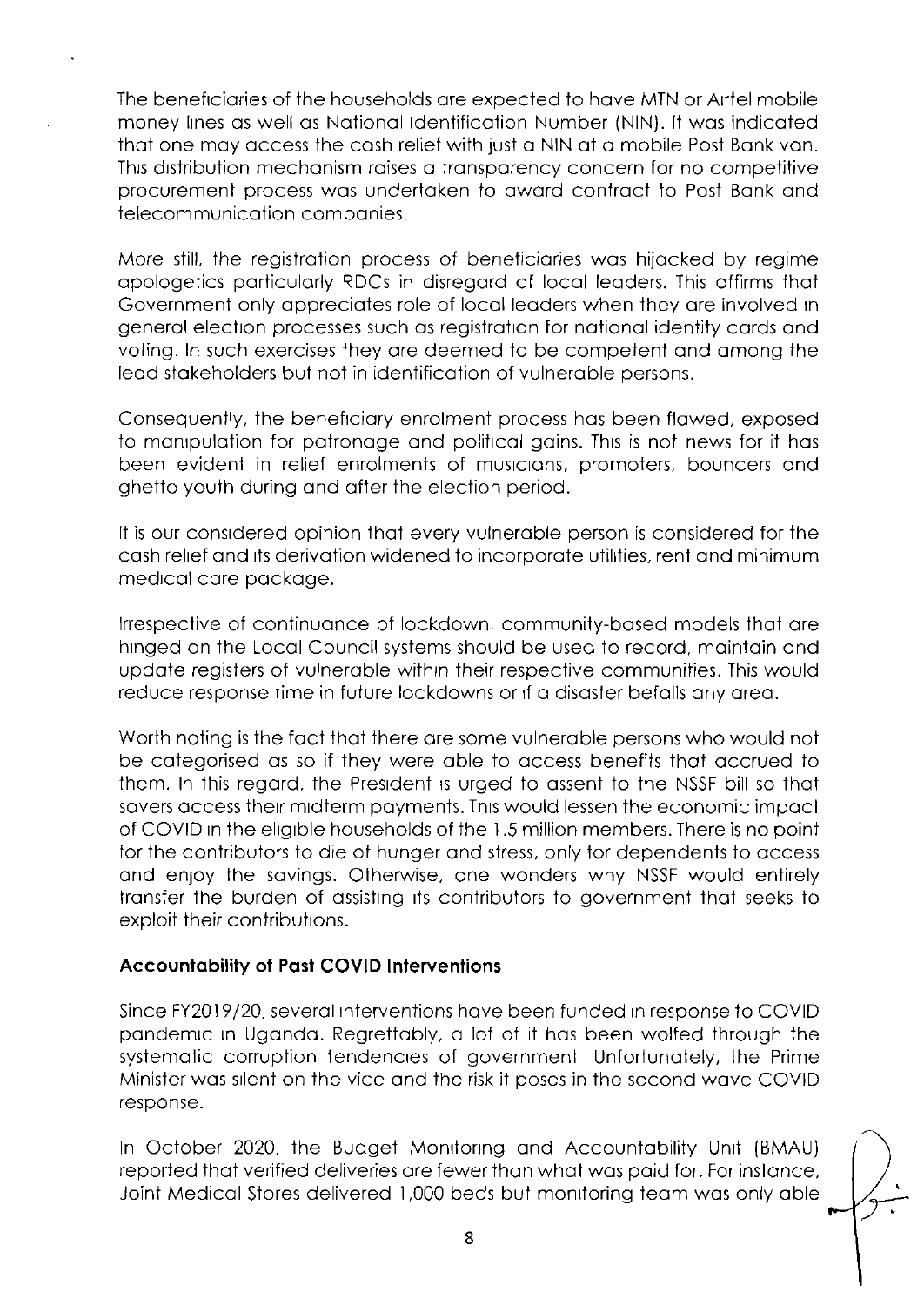The beneficiaries of the households are expected to have MTN or Airtel mobile money lines as well as National Identification Number (NIN). It was indicated that one may access the cash relief with just a NIN at a mobile Post Bank van. This distribution mechanism raises a transparency concern for no competitive procurement process was undertaken to award contract to Post Bank and telecommunication companies.

More still, the registration process of beneficiaries was hijacked by regime apologetics particularly RDCs in disregard of local leaders. This affirms that Government only appreciates role of local leaders when they are involved in general election processes such as registration for national identity cards and voting. In such exercises they are deemed to be competent and among the lead stakeholders but not in identification of vulnerable persons.

Consequently, the beneficiary enrolment process has been flawed, exposed to manipulation for patronage and political gains. This is not news for it has been evident in relief enrolments of musicians, promoters, bouncers and ghetto youth during and after the election period.

It is our considered opinion that every vulnerable person is considered for the cash relief and its derivation widened to incorporate utilities, rent and minimum medical care package.

Irrespective of continuance of lockdown, community-based models that are hinged on the Local Council systems should be used to record, maintain and update registers of vulnerable within their respective communities. This would reduce response time in future lockdowns or if a disaster befalls any area.

Worth noting is the fact that there are some vulnerable persons who would not be categorised as so if they were able to access benefits that accrued to them. In this regard, the President is urged to assent to the NSSF bill so that savers access their midterm payments. This would lessen the economic impact of COVID in the eligible households of the 1.5 million members. There is no point for the contributors to die of hunger and stress, only for dependents to access and enjoy the savings. Otherwise, one wonders why NSSF would entirely transfer the burden of assisting its contributors to government that seeks to exploit their contributions.

**Accountability of Past COVID Interventions**

Since FY2019/20, several interventions have been funded in response to COVID pandemic in Uganda. Regrettably, a lot of it has been wolfed through the systematic corruption tendencies of government Unfortunately, the Prime Minister was silent on the vice and the risk it poses in the second wave COVID response.

In October 2020, the Budget Monitoring and Accountability Unit (BMAU) reported that verified deliveries are fewer than what was paid for. For instance, Joint Medical Stores delivered 1,000 beds but monitoring team was only able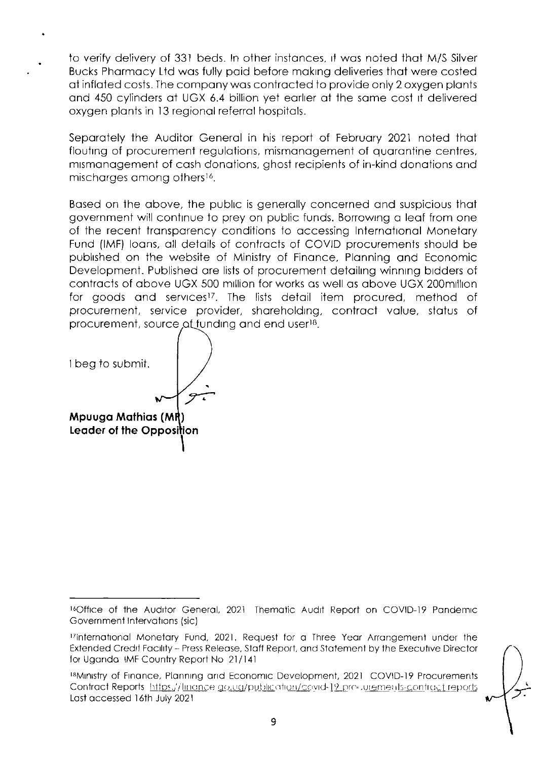to verify delivery of 331 beds. In other instances, it was noted that M/S Silver Bucks Pharmacy Ltd was fully paid before making deliveries that were costed at inflated costs. The company was contracted to provide only 2 oxygen plants and 450 cylinders at UGX 6.4 billion yet earlier at the same cost it delivered oxygen plants in 13 regional referral hospitals.

Separately the Auditor General in his report of February 2021 noted that flouting of procurement regulations, mismanagement of quarantine centres, mismanagement of cash donations, ghost recipients of in-kind donations and mischarges among others[16].

Based on the above, the public is generally concerned and suspicious that government will continue to prey on public funds. Borrowing a leaf from one of the recent transparency conditions to accessing International Monetary Fund (IMF) loans, all details of contracts of COVID procurements should be published on the website of Ministry of Finance, Planning and Economic Development. Published are lists of procurement detailing winning bidders of contracts of above UGX 500 million for works as well as above UGX 200million for goods and services[17]. The lists detail item procured, method of procurement, service provider, shareholding, contract value, status of procurement, source of funding and end user[18].

I beg to submit.

**Mpuuga Mathias (MP)**
**Leader of the Opposition**

---

[16]Office of the Auditor General, 2021 Thematic Audit Report on COVID-19 Pandemic Government Interventions (sic)

[17]International Monetary Fund, 2021. Request for a Three Year Arrangement under the Extended Credit Facility – Press Release, Staff Report, and Statement by the Executive Director for Uganda IMF Country Report No 21/141

[18]Ministry of Finance, Planning and Economic Development, 2021 COVID-19 Procurements Contract Reports https://finance.go.ug/publication/covid-19-procurements-contract-reports Last accessed 16th July 2021